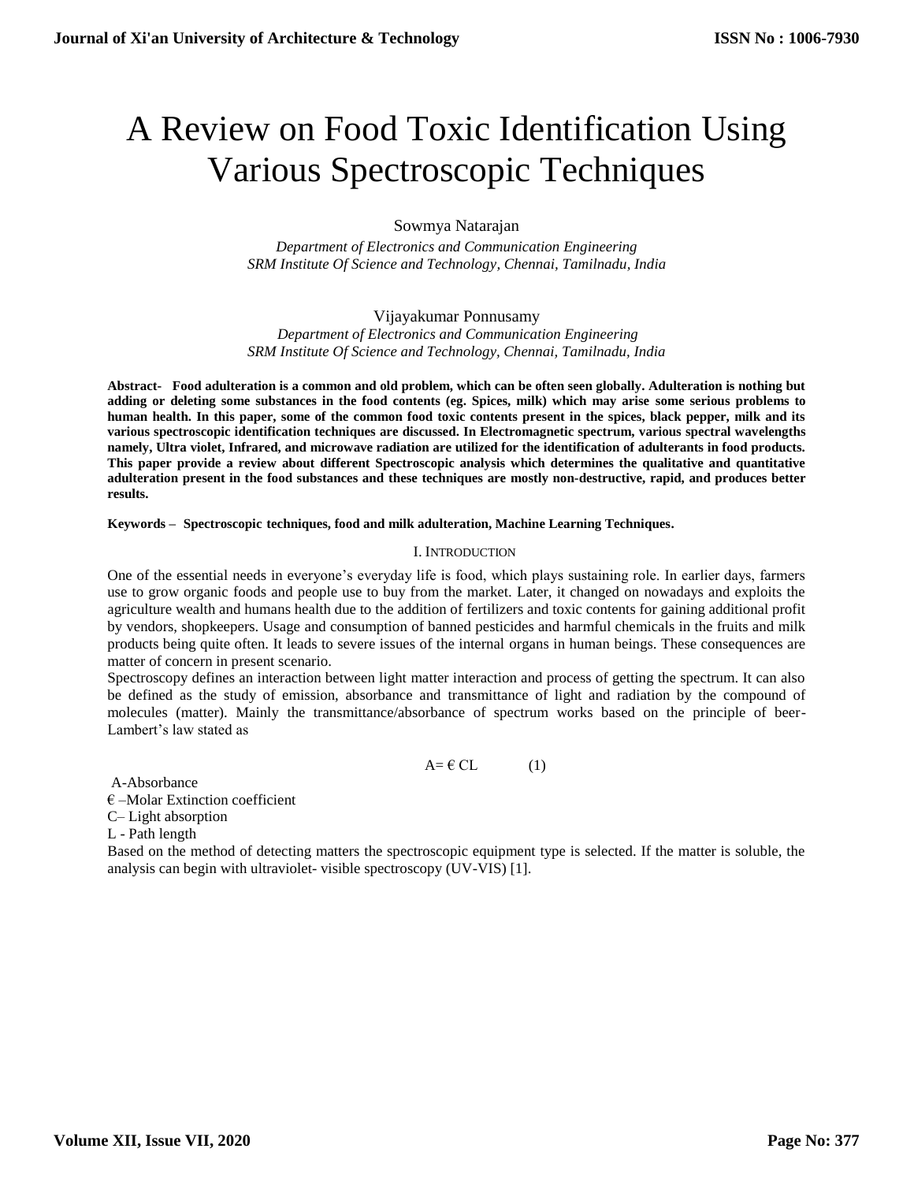# A Review on Food Toxic Identification Using Various Spectroscopic Techniques

Sowmya Natarajan

*Department of Electronics and Communication Engineering*
*SRM Institute Of Science and Technology, Chennai, Tamilnadu, India*

Vijayakumar Ponnusamy

*Department of Electronics and Communication Engineering*
*SRM Institute Of Science and Technology, Chennai, Tamilnadu, India*

**Abstract- Food adulteration is a common and old problem, which can be often seen globally. Adulteration is nothing but adding or deleting some substances in the food contents (eg. Spices, milk) which may arise some serious problems to human health. In this paper, some of the common food toxic contents present in the spices, black pepper, milk and its various spectroscopic identification techniques are discussed. In Electromagnetic spectrum, various spectral wavelengths namely, Ultra violet, Infrared, and microwave radiation are utilized for the identification of adulterants in food products. This paper provide a review about different Spectroscopic analysis which determines the qualitative and quantitative adulteration present in the food substances and these techniques are mostly non-destructive, rapid, and produces better results.**

**Keywords – Spectroscopic techniques, food and milk adulteration, Machine Learning Techniques.**

## I. Introduction

One of the essential needs in everyone's everyday life is food, which plays sustaining role. In earlier days, farmers use to grow organic foods and people use to buy from the market. Later, it changed on nowadays and exploits the agriculture wealth and humans health due to the addition of fertilizers and toxic contents for gaining additional profit by vendors, shopkeepers. Usage and consumption of banned pesticides and harmful chemicals in the fruits and milk products being quite often. It leads to severe issues of the internal organs in human beings. These consequences are matter of concern in present scenario.

Spectroscopy defines an interaction between light matter interaction and process of getting the spectrum. It can also be defined as the study of emission, absorbance and transmittance of light and radiation by the compound of molecules (matter). Mainly the transmittance/absorbance of spectrum works based on the principle of beer-Lambert's law stated as

$$A = \text{€}\, CL \qquad (1)$$

A-Absorbance
€ –Molar Extinction coefficient
C– Light absorption
L - Path length

Based on the method of detecting matters the spectroscopic equipment type is selected. If the matter is soluble, the analysis can begin with ultraviolet- visible spectroscopy (UV-VIS) [1].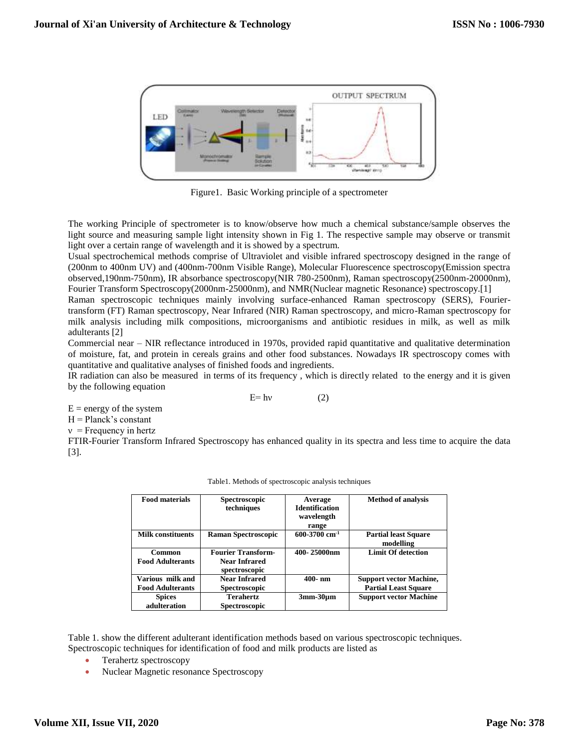Figure1. Basic Working principle of a spectrometer

The working Principle of spectrometer is to know/observe how much a chemical substance/sample observes the light source and measuring sample light intensity shown in Fig 1. The respective sample may observe or transmit light over a certain range of wavelength and it is showed by a spectrum.

Usual spectrochemical methods comprise of Ultraviolet and visible infrared spectroscopy designed in the range of (200nm to 400nm UV) and (400nm-700nm Visible Range), Molecular Fluorescence spectroscopy(Emission spectra observed,190nm-750nm), IR absorbance spectroscopy(NIR 780-2500nm), Raman spectroscopy(2500nm-20000nm), Fourier Transform Spectroscopy(2000nm-25000nm), and NMR(Nuclear magnetic Resonance) spectroscopy.[1]

Raman spectroscopic techniques mainly involving surface-enhanced Raman spectroscopy (SERS), Fourier-transform (FT) Raman spectroscopy, Near Infrared (NIR) Raman spectroscopy, and micro-Raman spectroscopy for milk analysis including milk compositions, microorganisms and antibiotic residues in milk, as well as milk adulterants [2]

Commercial near – NIR reflectance introduced in 1970s, provided rapid quantitative and qualitative determination of moisture, fat, and protein in cereals grains and other food substances. Nowadays IR spectroscopy comes with quantitative and qualitative analyses of finished foods and ingredients.

IR radiation can also be measured in terms of its frequency , which is directly related to the energy and it is given by the following equation

$$E = h\nu \qquad (2)$$

E = energy of the system

H = Planck's constant

$\nu$ = Frequency in hertz

FTIR-Fourier Transform Infrared Spectroscopy has enhanced quality in its spectra and less time to acquire the data [3].

Table1. Methods of spectroscopic analysis techniques

| **Food materials** | **Spectroscopic techniques** | **Average Identification wavelength range** | **Method of analysis** |
|---|---|---|---|
| **Milk constituents** | **Raman Spectroscopic** | **600-3700 $cm^{-1}$** | **Partial least Square modelling** |
| **Common Food Adulterants** | **Fourier Transform-Near Infrared spectroscopic** | **400- 25000nm** | **Limit Of detection** |
| **Various milk and Food Adulterants** | **Near Infrared Spectroscopic** | **400- nm** | **Support vector Machine, Partial Least Square** |
| **Spices adulteration** | **Terahertz Spectroscopic** | **3mm-30µm** | **Support vector Machine** |

Table 1. show the different adulterant identification methods based on various spectroscopic techniques.

Spectroscopic techniques for identification of food and milk products are listed as

- Terahertz spectroscopy
- Nuclear Magnetic resonance Spectroscopy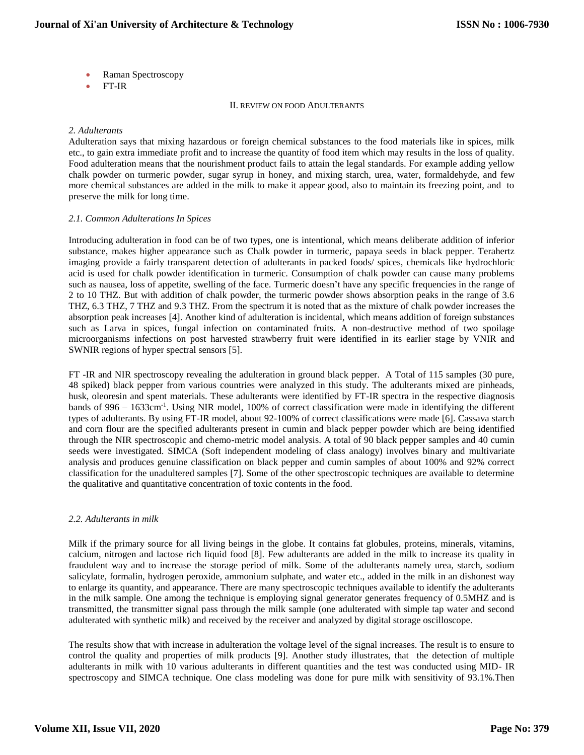- Raman Spectroscopy
- FT-IR

## II. REVIEW ON FOOD ADULTERANTS

### *2. Adulterants*

Adulteration says that mixing hazardous or foreign chemical substances to the food materials like in spices, milk etc., to gain extra immediate profit and to increase the quantity of food item which may results in the loss of quality. Food adulteration means that the nourishment product fails to attain the legal standards. For example adding yellow chalk powder on turmeric powder, sugar syrup in honey, and mixing starch, urea, water, formaldehyde, and few more chemical substances are added in the milk to make it appear good, also to maintain its freezing point, and to preserve the milk for long time.

### *2.1. Common Adulterations In Spices*

Introducing adulteration in food can be of two types, one is intentional, which means deliberate addition of inferior substance, makes higher appearance such as Chalk powder in turmeric, papaya seeds in black pepper. Terahertz imaging provide a fairly transparent detection of adulterants in packed foods/ spices, chemicals like hydrochloric acid is used for chalk powder identification in turmeric. Consumption of chalk powder can cause many problems such as nausea, loss of appetite, swelling of the face. Turmeric doesn't have any specific frequencies in the range of 2 to 10 THZ. But with addition of chalk powder, the turmeric powder shows absorption peaks in the range of 3.6 THZ, 6.3 THZ, 7 THZ and 9.3 THZ. From the spectrum it is noted that as the mixture of chalk powder increases the absorption peak increases [4]. Another kind of adulteration is incidental, which means addition of foreign substances such as Larva in spices, fungal infection on contaminated fruits. A non-destructive method of two spoilage microorganisms infections on post harvested strawberry fruit were identified in its earlier stage by VNIR and SWNIR regions of hyper spectral sensors [5].

FT -IR and NIR spectroscopy revealing the adulteration in ground black pepper. A Total of 115 samples (30 pure, 48 spiked) black pepper from various countries were analyzed in this study. The adulterants mixed are pinheads, husk, oleoresin and spent materials. These adulterants were identified by FT-IR spectra in the respective diagnosis bands of 996 – 1633cm$^{-1}$. Using NIR model, 100% of correct classification were made in identifying the different types of adulterants. By using FT-IR model, about 92-100% of correct classifications were made [6]. Cassava starch and corn flour are the specified adulterants present in cumin and black pepper powder which are being identified through the NIR spectroscopic and chemo-metric model analysis. A total of 90 black pepper samples and 40 cumin seeds were investigated. SIMCA (Soft independent modeling of class analogy) involves binary and multivariate analysis and produces genuine classification on black pepper and cumin samples of about 100% and 92% correct classification for the unadultered samples [7]. Some of the other spectroscopic techniques are available to determine the qualitative and quantitative concentration of toxic contents in the food.

### *2.2. Adulterants in milk*

Milk if the primary source for all living beings in the globe. It contains fat globules, proteins, minerals, vitamins, calcium, nitrogen and lactose rich liquid food [8]. Few adulterants are added in the milk to increase its quality in fraudulent way and to increase the storage period of milk. Some of the adulterants namely urea, starch, sodium salicylate, formalin, hydrogen peroxide, ammonium sulphate, and water etc., added in the milk in an dishonest way to enlarge its quantity, and appearance. There are many spectroscopic techniques available to identify the adulterants in the milk sample. One among the technique is employing signal generator generates frequency of 0.5MHZ and is transmitted, the transmitter signal pass through the milk sample (one adulterated with simple tap water and second adulterated with synthetic milk) and received by the receiver and analyzed by digital storage oscilloscope.

The results show that with increase in adulteration the voltage level of the signal increases. The result is to ensure to control the quality and properties of milk products [9]. Another study illustrates, that the detection of multiple adulterants in milk with 10 various adulterants in different quantities and the test was conducted using MID- IR spectroscopy and SIMCA technique. One class modeling was done for pure milk with sensitivity of 93.1%.Then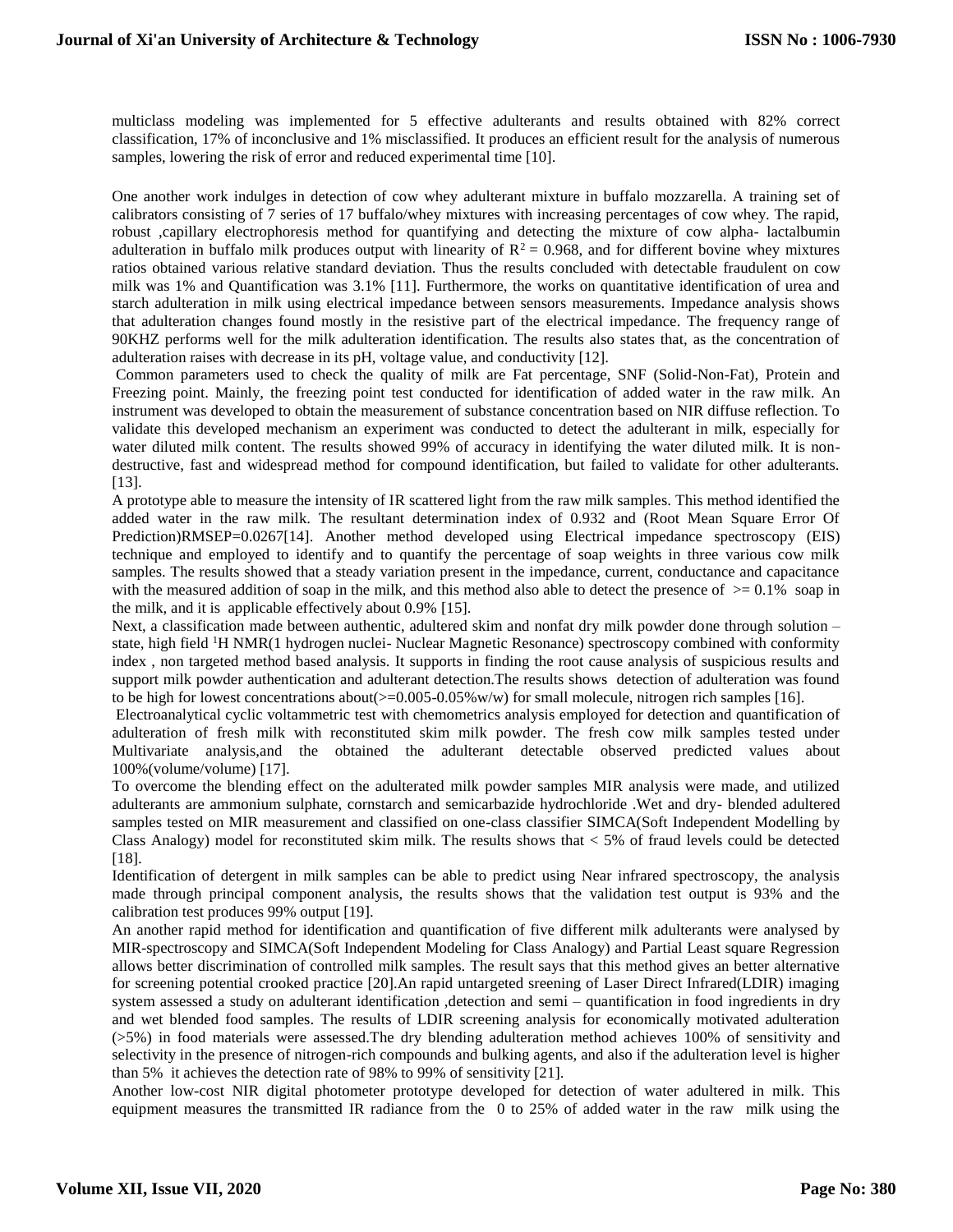multiclass modeling was implemented for 5 effective adulterants and results obtained with 82% correct classification, 17% of inconclusive and 1% misclassified. It produces an efficient result for the analysis of numerous samples, lowering the risk of error and reduced experimental time [10].

One another work indulges in detection of cow whey adulterant mixture in buffalo mozzarella. A training set of calibrators consisting of 7 series of 17 buffalo/whey mixtures with increasing percentages of cow whey. The rapid, robust ,capillary electrophoresis method for quantifying and detecting the mixture of cow alpha- lactalbumin adulteration in buffalo milk produces output with linearity of $R^2 = 0.968$, and for different bovine whey mixtures ratios obtained various relative standard deviation. Thus the results concluded with detectable fraudulent on cow milk was 1% and Quantification was 3.1% [11]. Furthermore, the works on quantitative identification of urea and starch adulteration in milk using electrical impedance between sensors measurements. Impedance analysis shows that adulteration changes found mostly in the resistive part of the electrical impedance. The frequency range of 90KHZ performs well for the milk adulteration identification. The results also states that, as the concentration of adulteration raises with decrease in its pH, voltage value, and conductivity [12].

Common parameters used to check the quality of milk are Fat percentage, SNF (Solid-Non-Fat), Protein and Freezing point. Mainly, the freezing point test conducted for identification of added water in the raw milk. An instrument was developed to obtain the measurement of substance concentration based on NIR diffuse reflection. To validate this developed mechanism an experiment was conducted to detect the adulterant in milk, especially for water diluted milk content. The results showed 99% of accuracy in identifying the water diluted milk. It is non-destructive, fast and widespread method for compound identification, but failed to validate for other adulterants. [13].

A prototype able to measure the intensity of IR scattered light from the raw milk samples. This method identified the added water in the raw milk. The resultant determination index of 0.932 and (Root Mean Square Error Of Prediction)RMSEP=0.0267[14]. Another method developed using Electrical impedance spectroscopy (EIS) technique and employed to identify and to quantify the percentage of soap weights in three various cow milk samples. The results showed that a steady variation present in the impedance, current, conductance and capacitance with the measured addition of soap in the milk, and this method also able to detect the presence of >= 0.1% soap in the milk, and it is applicable effectively about 0.9% [15].

Next, a classification made between authentic, adultered skim and nonfat dry milk powder done through solution – state, high field $^1$H NMR(1 hydrogen nuclei- Nuclear Magnetic Resonance) spectroscopy combined with conformity index , non targeted method based analysis. It supports in finding the root cause analysis of suspicious results and support milk powder authentication and adulterant detection.The results shows detection of adulteration was found to be high for lowest concentrations about(>=0.005-0.05%w/w) for small molecule, nitrogen rich samples [16].

Electroanalytical cyclic voltammetric test with chemometrics analysis employed for detection and quantification of adulteration of fresh milk with reconstituted skim milk powder. The fresh cow milk samples tested under Multivariate analysis,and the obtained the adulterant detectable observed predicted values about 100%(volume/volume) [17].

To overcome the blending effect on the adulterated milk powder samples MIR analysis were made, and utilized adulterants are ammonium sulphate, cornstarch and semicarbazide hydrochloride .Wet and dry- blended adultered samples tested on MIR measurement and classified on one-class classifier SIMCA(Soft Independent Modelling by Class Analogy) model for reconstituted skim milk. The results shows that < 5% of fraud levels could be detected [18].

Identification of detergent in milk samples can be able to predict using Near infrared spectroscopy, the analysis made through principal component analysis, the results shows that the validation test output is 93% and the calibration test produces 99% output [19].

An another rapid method for identification and quantification of five different milk adulterants were analysed by MIR-spectroscopy and SIMCA(Soft Independent Modeling for Class Analogy) and Partial Least square Regression allows better discrimination of controlled milk samples. The result says that this method gives an better alternative for screening potential crooked practice [20].An rapid untargeted sreening of Laser Direct Infrared(LDIR) imaging system assessed a study on adulterant identification ,detection and semi – quantification in food ingredients in dry and wet blended food samples. The results of LDIR screening analysis for economically motivated adulteration (>5%) in food materials were assessed.The dry blending adulteration method achieves 100% of sensitivity and selectivity in the presence of nitrogen-rich compounds and bulking agents, and also if the adulteration level is higher than 5% it achieves the detection rate of 98% to 99% of sensitivity [21].

Another low-cost NIR digital photometer prototype developed for detection of water adultered in milk. This equipment measures the transmitted IR radiance from the 0 to 25% of added water in the raw milk using the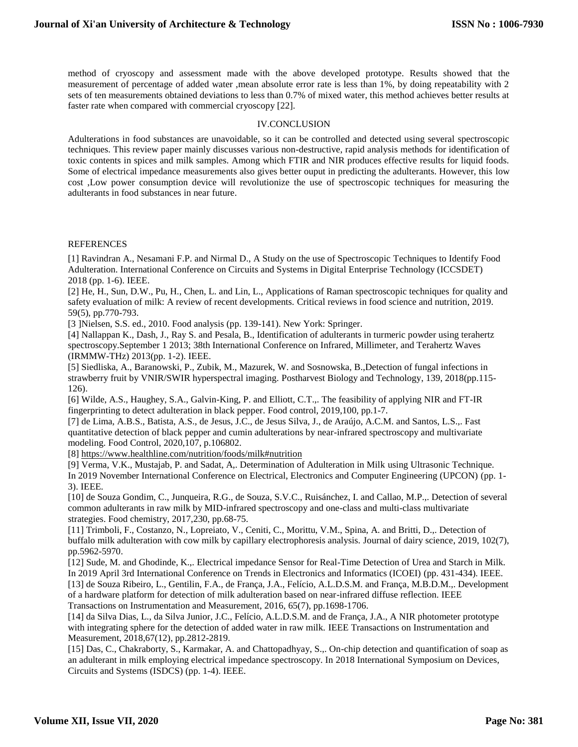method of cryoscopy and assessment made with the above developed prototype. Results showed that the measurement of percentage of added water ,mean absolute error rate is less than 1%, by doing repeatability with 2 sets of ten measurements obtained deviations to less than 0.7% of mixed water, this method achieves better results at faster rate when compared with commercial cryoscopy [22].

## IV.CONCLUSION

Adulterations in food substances are unavoidable, so it can be controlled and detected using several spectroscopic techniques. This review paper mainly discusses various non-destructive, rapid analysis methods for identification of toxic contents in spices and milk samples. Among which FTIR and NIR produces effective results for liquid foods. Some of electrical impedance measurements also gives better ouput in predicting the adulterants. However, this low cost ,Low power consumption device will revolutionize the use of spectroscopic techniques for measuring the adulterants in food substances in near future.

## REFERENCES

[1] Ravindran A., Nesamani F.P. and Nirmal D., A Study on the use of Spectroscopic Techniques to Identify Food Adulteration. International Conference on Circuits and Systems in Digital Enterprise Technology (ICCSDET) 2018 (pp. 1-6). IEEE.

[2] He, H., Sun, D.W., Pu, H., Chen, L. and Lin, L., Applications of Raman spectroscopic techniques for quality and safety evaluation of milk: A review of recent developments. Critical reviews in food science and nutrition, 2019. 59(5), pp.770-793.

[3 ]Nielsen, S.S. ed., 2010. Food analysis (pp. 139-141). New York: Springer.

[4] Nallappan K., Dash, J., Ray S. and Pesala, B., Identification of adulterants in turmeric powder using terahertz spectroscopy.September 1 2013; 38th International Conference on Infrared, Millimeter, and Terahertz Waves (IRMMW-THz) 2013(pp. 1-2). IEEE.

[5] Siedliska, A., Baranowski, P., Zubik, M., Mazurek, W. and Sosnowska, B.,Detection of fungal infections in strawberry fruit by VNIR/SWIR hyperspectral imaging. Postharvest Biology and Technology, 139, 2018(pp.115-126).

[6] Wilde, A.S., Haughey, S.A., Galvin-King, P. and Elliott, C.T.,. The feasibility of applying NIR and FT-IR fingerprinting to detect adulteration in black pepper. Food control, 2019,100, pp.1-7.

[7] de Lima, A.B.S., Batista, A.S., de Jesus, J.C., de Jesus Silva, J., de Araújo, A.C.M. and Santos, L.S.,. Fast quantitative detection of black pepper and cumin adulterations by near-infrared spectroscopy and multivariate modeling. Food Control, 2020,107, p.106802.

[8] https://www.healthline.com/nutrition/foods/milk#nutrition

[9] Verma, V.K., Mustajab, P. and Sadat, A,. Determination of Adulteration in Milk using Ultrasonic Technique. In 2019 November International Conference on Electrical, Electronics and Computer Engineering (UPCON) (pp. 1-3). IEEE.

[10] de Souza Gondim, C., Junqueira, R.G., de Souza, S.V.C., Ruisánchez, I. and Callao, M.P.,. Detection of several common adulterants in raw milk by MID-infrared spectroscopy and one-class and multi-class multivariate strategies. Food chemistry, 2017,230, pp.68-75.

[11] Trimboli, F., Costanzo, N., Lopreiato, V., Ceniti, C., Morittu, V.M., Spina, A. and Britti, D.,. Detection of buffalo milk adulteration with cow milk by capillary electrophoresis analysis. Journal of dairy science, 2019, 102(7), pp.5962-5970.

[12] Sude, M. and Ghodinde, K.,. Electrical impedance Sensor for Real-Time Detection of Urea and Starch in Milk. In 2019 April 3rd International Conference on Trends in Electronics and Informatics (ICOEI) (pp. 431-434). IEEE.

[13] de Souza Ribeiro, L., Gentilin, F.A., de França, J.A., Felício, A.L.D.S.M. and França, M.B.D.M.,. Development of a hardware platform for detection of milk adulteration based on near-infrared diffuse reflection. IEEE Transactions on Instrumentation and Measurement, 2016, 65(7), pp.1698-1706.

[14] da Silva Dias, L., da Silva Junior, J.C., Felício, A.L.D.S.M. and de França, J.A., A NIR photometer prototype with integrating sphere for the detection of added water in raw milk. IEEE Transactions on Instrumentation and Measurement, 2018,67(12), pp.2812-2819.

[15] Das, C., Chakraborty, S., Karmakar, A. and Chattopadhyay, S.,. On-chip detection and quantification of soap as an adulterant in milk employing electrical impedance spectroscopy. In 2018 International Symposium on Devices, Circuits and Systems (ISDCS) (pp. 1-4). IEEE.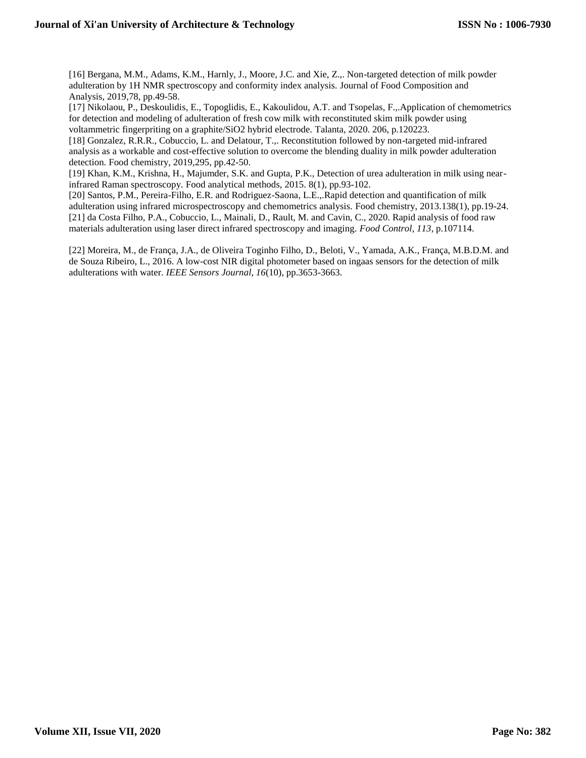[16] Bergana, M.M., Adams, K.M., Harnly, J., Moore, J.C. and Xie, Z.,. Non-targeted detection of milk powder adulteration by 1H NMR spectroscopy and conformity index analysis. Journal of Food Composition and Analysis, 2019,78, pp.49-58.

[17] Nikolaou, P., Deskoulidis, E., Topoglidis, E., Kakoulidou, A.T. and Tsopelas, F.,.Application of chemometrics for detection and modeling of adulteration of fresh cow milk with reconstituted skim milk powder using voltammetric fingerpriting on a graphite/SiO2 hybrid electrode. Talanta, 2020. 206, p.120223.

[18] Gonzalez, R.R.R., Cobuccio, L. and Delatour, T.,. Reconstitution followed by non-targeted mid-infrared analysis as a workable and cost-effective solution to overcome the blending duality in milk powder adulteration detection. Food chemistry, 2019,295, pp.42-50.

[19] Khan, K.M., Krishna, H., Majumder, S.K. and Gupta, P.K., Detection of urea adulteration in milk using near-infrared Raman spectroscopy. Food analytical methods, 2015. 8(1), pp.93-102.

[20] Santos, P.M., Pereira-Filho, E.R. and Rodriguez-Saona, L.E.,.Rapid detection and quantification of milk adulteration using infrared microspectroscopy and chemometrics analysis. Food chemistry, 2013.138(1), pp.19-24.

[21] da Costa Filho, P.A., Cobuccio, L., Mainali, D., Rault, M. and Cavin, C., 2020. Rapid analysis of food raw materials adulteration using laser direct infrared spectroscopy and imaging. *Food Control*, *113*, p.107114.

[22] Moreira, M., de França, J.A., de Oliveira Toginho Filho, D., Beloti, V., Yamada, A.K., França, M.B.D.M. and de Souza Ribeiro, L., 2016. A low-cost NIR digital photometer based on ingaas sensors for the detection of milk adulterations with water. *IEEE Sensors Journal*, *16*(10), pp.3653-3663.